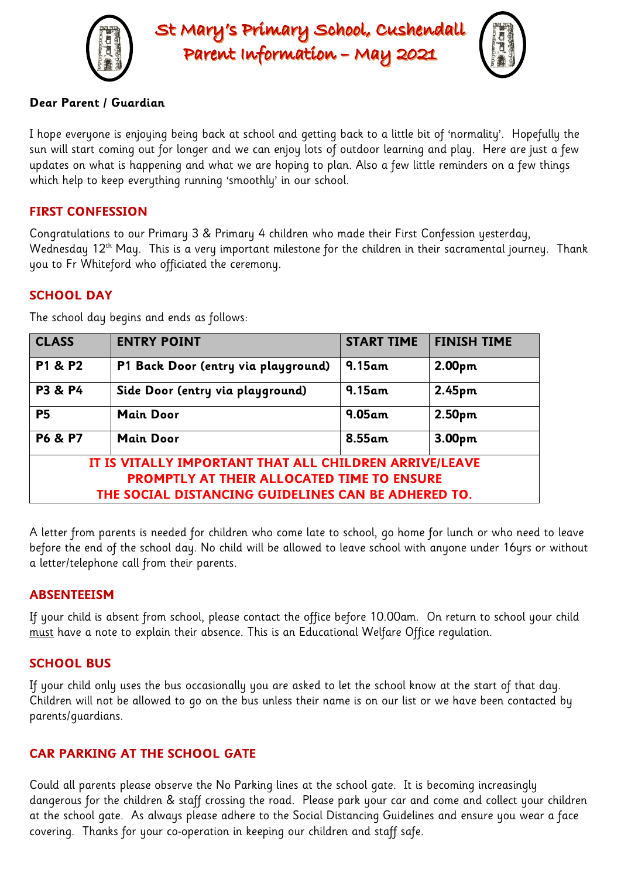# St Mary's Primary School, Cushendall
# Parent Information – May 2021

**Dear Parent / Guardian**

I hope everyone is enjoying being back at school and getting back to a little bit of 'normality'. Hopefully the sun will start coming out for longer and we can enjoy lots of outdoor learning and play. Here are just a few updates on what is happening and what we are hoping to plan. Also a few little reminders on a few things which help to keep everything running 'smoothly' in our school.

## FIRST CONFESSION

Congratulations to our Primary 3 & Primary 4 children who made their First Confession yesterday, Wednesday 12th May. This is a very important milestone for the children in their sacramental journey. Thank you to Fr Whiteford who officiated the ceremony.

## SCHOOL DAY

The school day begins and ends as follows:

| CLASS | ENTRY POINT | START TIME | FINISH TIME |
|---|---|---|---|
| **P1 & P2** | **P1 Back Door (entry via playground)** | **9.15am** | **2.00pm** |
| **P3 & P4** | **Side Door (entry via playground)** | **9.15am** | **2.45pm** |
| **P5** | **Main Door** | **9.05am** | **2.50pm** |
| **P6 & P7** | **Main Door** | **8.55am** | **3.00pm** |
| **IT IS VITALLY IMPORTANT THAT ALL CHILDREN ARRIVE/LEAVE PROMPTLY AT THEIR ALLOCATED TIME TO ENSURE THE SOCIAL DISTANCING GUIDELINES CAN BE ADHERED TO.** | | | |

A letter from parents is needed for children who come late to school, go home for lunch or who need to leave before the end of the school day. No child will be allowed to leave school with anyone under 16yrs or without a letter/telephone call from their parents.

## ABSENTEEISM

If your child is absent from school, please contact the office before 10.00am. On return to school your child must have a note to explain their absence. This is an Educational Welfare Office regulation.

## SCHOOL BUS

If your child only uses the bus occasionally you are asked to let the school know at the start of that day. Children will not be allowed to go on the bus unless their name is on our list or we have been contacted by parents/guardians.

## CAR PARKING AT THE SCHOOL GATE

Could all parents please observe the No Parking lines at the school gate. It is becoming increasingly dangerous for the children & staff crossing the road. Please park your car and come and collect your children at the school gate. As always please adhere to the Social Distancing Guidelines and ensure you wear a face covering. Thanks for your co-operation in keeping our children and staff safe.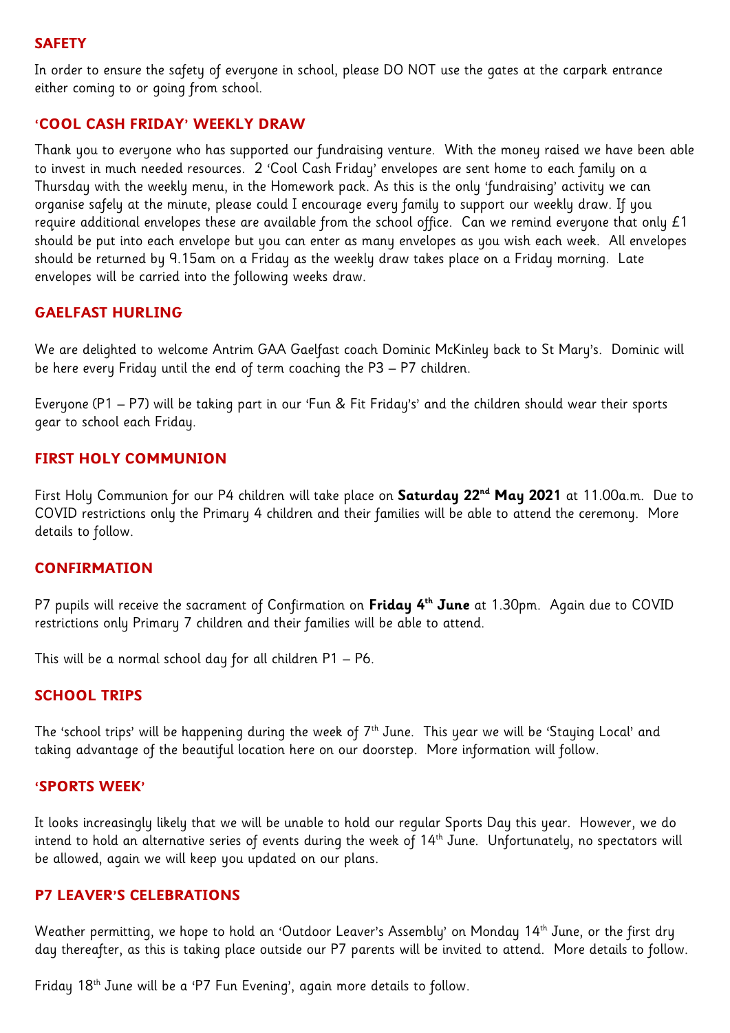## SAFETY

In order to ensure the safety of everyone in school, please DO NOT use the gates at the carpark entrance either coming to or going from school.

## 'COOL CASH FRIDAY' WEEKLY DRAW

Thank you to everyone who has supported our fundraising venture. With the money raised we have been able to invest in much needed resources. 2 'Cool Cash Friday' envelopes are sent home to each family on a Thursday with the weekly menu, in the Homework pack. As this is the only 'fundraising' activity we can organise safely at the minute, please could I encourage every family to support our weekly draw. If you require additional envelopes these are available from the school office. Can we remind everyone that only £1 should be put into each envelope but you can enter as many envelopes as you wish each week. All envelopes should be returned by 9.15am on a Friday as the weekly draw takes place on a Friday morning. Late envelopes will be carried into the following weeks draw.

## GAELFAST HURLING

We are delighted to welcome Antrim GAA Gaelfast coach Dominic McKinley back to St Mary's. Dominic will be here every Friday until the end of term coaching the P3 – P7 children.

Everyone (P1 – P7) will be taking part in our 'Fun & Fit Friday's' and the children should wear their sports gear to school each Friday.

## FIRST HOLY COMMUNION

First Holy Communion for our P4 children will take place on **Saturday 22nd May 2021** at 11.00a.m. Due to COVID restrictions only the Primary 4 children and their families will be able to attend the ceremony. More details to follow.

## CONFIRMATION

P7 pupils will receive the sacrament of Confirmation on **Friday 4th June** at 1.30pm. Again due to COVID restrictions only Primary 7 children and their families will be able to attend.

This will be a normal school day for all children P1 – P6.

## SCHOOL TRIPS

The 'school trips' will be happening during the week of 7th June. This year we will be 'Staying Local' and taking advantage of the beautiful location here on our doorstep. More information will follow.

## 'SPORTS WEEK'

It looks increasingly likely that we will be unable to hold our regular Sports Day this year. However, we do intend to hold an alternative series of events during the week of 14th June. Unfortunately, no spectators will be allowed, again we will keep you updated on our plans.

## P7 LEAVER'S CELEBRATIONS

Weather permitting, we hope to hold an 'Outdoor Leaver's Assembly' on Monday 14th June, or the first dry day thereafter, as this is taking place outside our P7 parents will be invited to attend. More details to follow.

Friday 18th June will be a 'P7 Fun Evening', again more details to follow.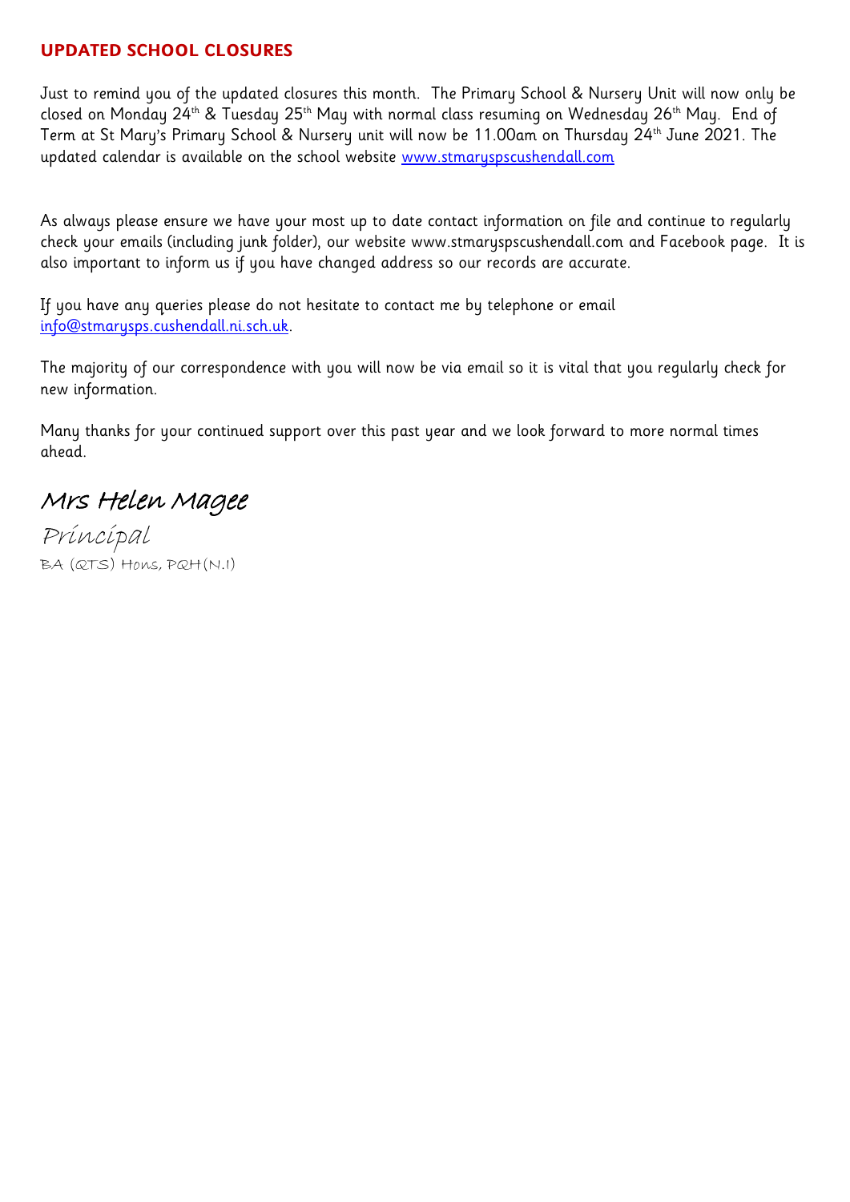## UPDATED SCHOOL CLOSURES

Just to remind you of the updated closures this month. The Primary School & Nursery Unit will now only be closed on Monday 24th & Tuesday 25th May with normal class resuming on Wednesday 26th May. End of Term at St Mary's Primary School & Nursery unit will now be 11.00am on Thursday 24th June 2021. The updated calendar is available on the school website [www.stmaryspscushendall.com](http://www.stmaryspscushendall.com)

As always please ensure we have your most up to date contact information on file and continue to regularly check your emails (including junk folder), our website www.stmaryspscushendall.com and Facebook page. It is also important to inform us if you have changed address so our records are accurate.

If you have any queries please do not hesitate to contact me by telephone or email [info@stmarysps.cushendall.ni.sch.uk](mailto:info@stmarysps.cushendall.ni.sch.uk).

The majority of our correspondence with you will now be via email so it is vital that you regularly check for new information.

Many thanks for your continued support over this past year and we look forward to more normal times ahead.

*Mrs Helen Magee*

*Principal*

BA (QTS) Hons, PQH(N.I)